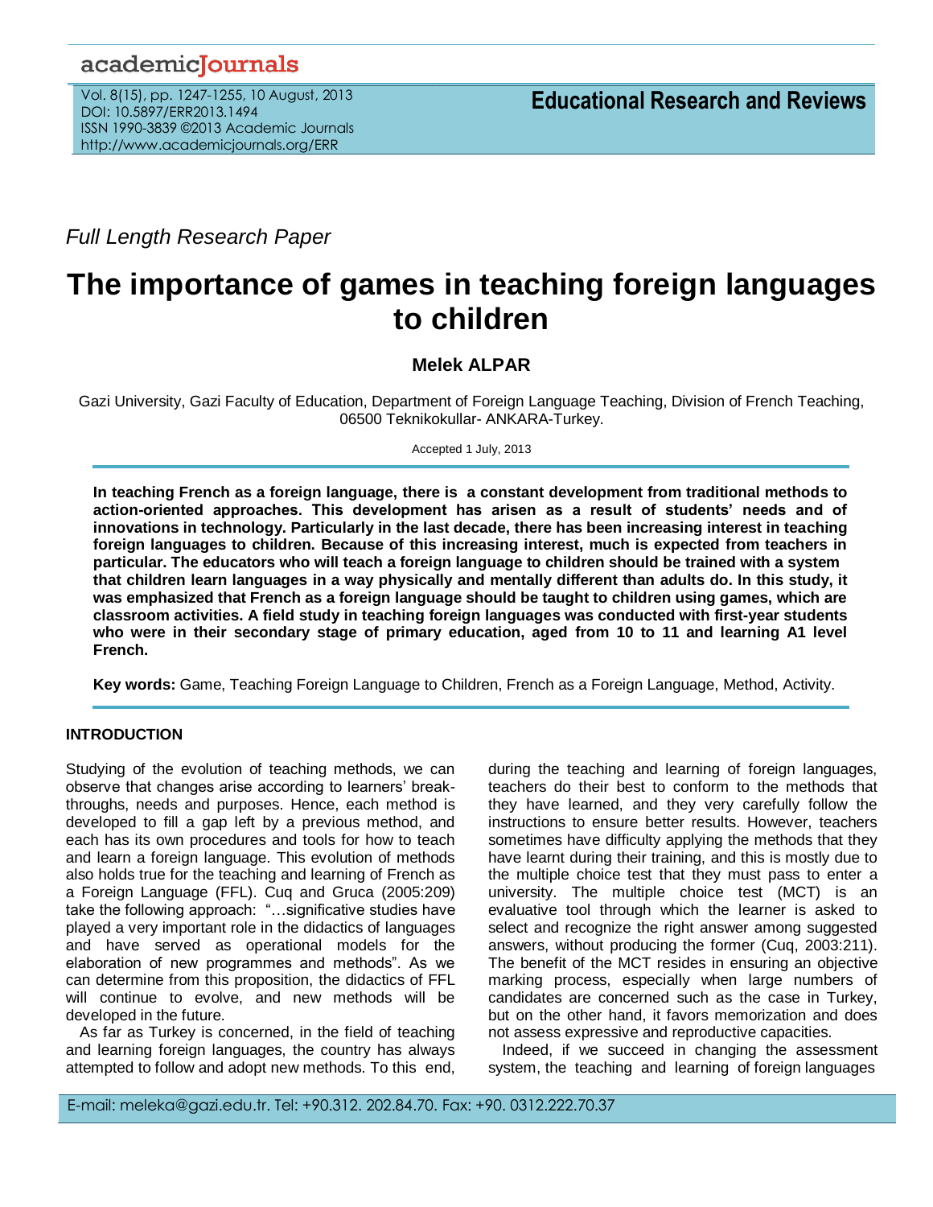*Full Length Research Paper*

# The importance of games in teaching foreign languages to children

**Melek ALPAR**

Gazi University, Gazi Faculty of Education, Department of Foreign Language Teaching, Division of French Teaching, 06500 Teknikokullar- ANKARA-Turkey.

Accepted 1 July, 2013

**In teaching French as a foreign language, there is a constant development from traditional methods to action-oriented approaches. This development has arisen as a result of students' needs and of innovations in technology. Particularly in the last decade, there has been increasing interest in teaching foreign languages to children. Because of this increasing interest, much is expected from teachers in particular. The educators who will teach a foreign language to children should be trained with a system that children learn languages in a way physically and mentally different than adults do. In this study, it was emphasized that French as a foreign language should be taught to children using games, which are classroom activities. A field study in teaching foreign languages was conducted with first-year students who were in their secondary stage of primary education, aged from 10 to 11 and learning A1 level French.**

**Key words:** Game, Teaching Foreign Language to Children, French as a Foreign Language, Method, Activity.

## INTRODUCTION

Studying of the evolution of teaching methods, we can observe that changes arise according to learners' break-throughs, needs and purposes. Hence, each method is developed to fill a gap left by a previous method, and each has its own procedures and tools for how to teach and learn a foreign language. This evolution of methods also holds true for the teaching and learning of French as a Foreign Language (FFL). Cuq and Gruca (2005:209) take the following approach: "…significative studies have played a very important role in the didactics of languages and have served as operational models for the elaboration of new programmes and methods". As we can determine from this proposition, the didactics of FFL will continue to evolve, and new methods will be developed in the future.

As far as Turkey is concerned, in the field of teaching and learning foreign languages, the country has always attempted to follow and adopt new methods. To this end, during the teaching and learning of foreign languages, teachers do their best to conform to the methods that they have learned, and they very carefully follow the instructions to ensure better results. However, teachers sometimes have difficulty applying the methods that they have learnt during their training, and this is mostly due to the multiple choice test that they must pass to enter a university. The multiple choice test (MCT) is an evaluative tool through which the learner is asked to select and recognize the right answer among suggested answers, without producing the former (Cuq, 2003:211). The benefit of the MCT resides in ensuring an objective marking process, especially when large numbers of candidates are concerned such as the case in Turkey, but on the other hand, it favors memorization and does not assess expressive and reproductive capacities.

Indeed, if we succeed in changing the assessment system, the teaching and learning of foreign languages

E-mail: meleka@gazi.edu.tr. Tel: +90.312. 202.84.70. Fax: +90. 0312.222.70.37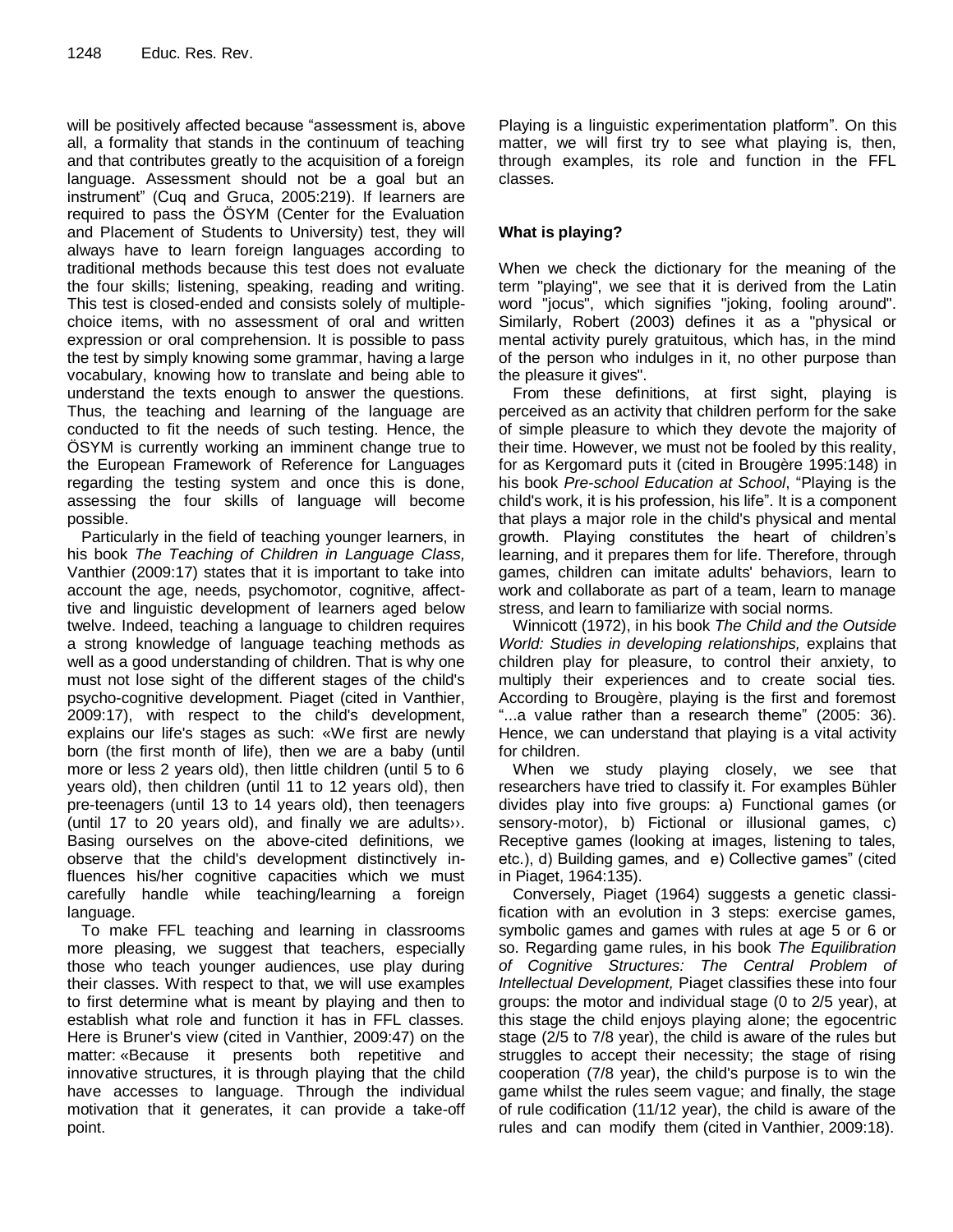will be positively affected because "assessment is, above all, a formality that stands in the continuum of teaching and that contributes greatly to the acquisition of a foreign language. Assessment should not be a goal but an instrument" (Cuq and Gruca, 2005:219). If learners are required to pass the ÖSYM (Center for the Evaluation and Placement of Students to University) test, they will always have to learn foreign languages according to traditional methods because this test does not evaluate the four skills; listening, speaking, reading and writing. This test is closed-ended and consists solely of multiple-choice items, with no assessment of oral and written expression or oral comprehension. It is possible to pass the test by simply knowing some grammar, having a large vocabulary, knowing how to translate and being able to understand the texts enough to answer the questions. Thus, the teaching and learning of the language are conducted to fit the needs of such testing. Hence, the ÖSYM is currently working an imminent change true to the European Framework of Reference for Languages regarding the testing system and once this is done, assessing the four skills of language will become possible.

Particularly in the field of teaching younger learners, in his book *The Teaching of Children in Language Class,* Vanthier (2009:17) states that it is important to take into account the age, needs, psychomotor, cognitive, affecttive and linguistic development of learners aged below twelve. Indeed, teaching a language to children requires a strong knowledge of language teaching methods as well as a good understanding of children. That is why one must not lose sight of the different stages of the child's psycho-cognitive development. Piaget (cited in Vanthier, 2009:17), with respect to the child's development, explains our life's stages as such: «We first are newly born (the first month of life), then we are a baby (until more or less 2 years old), then little children (until 5 to 6 years old), then children (until 11 to 12 years old), then pre-teenagers (until 13 to 14 years old), then teenagers (until 17 to 20 years old), and finally we are adults››. Basing ourselves on the above-cited definitions, we observe that the child's development distinctively influences his/her cognitive capacities which we must carefully handle while teaching/learning a foreign language.

To make FFL teaching and learning in classrooms more pleasing, we suggest that teachers, especially those who teach younger audiences, use play during their classes. With respect to that, we will use examples to first determine what is meant by playing and then to establish what role and function it has in FFL classes. Here is Bruner's view (cited in Vanthier, 2009:47) on the matter: «Because it presents both repetitive and innovative structures, it is through playing that the child have accesses to language. Through the individual motivation that it generates, it can provide a take-off point. Playing is a linguistic experimentation platform". On this matter, we will first try to see what playing is, then, through examples, its role and function in the FFL classes.

## What is playing?

When we check the dictionary for the meaning of the term "playing", we see that it is derived from the Latin word "jocus", which signifies "joking, fooling around". Similarly, Robert (2003) defines it as a "physical or mental activity purely gratuitous, which has, in the mind of the person who indulges in it, no other purpose than the pleasure it gives".

From these definitions, at first sight, playing is perceived as an activity that children perform for the sake of simple pleasure to which they devote the majority of their time. However, we must not be fooled by this reality, for as Kergomard puts it (cited in Brougère 1995:148) in his book *Pre-school Education at School*, "Playing is the child's work, it is his profession, his life". It is a component that plays a major role in the child's physical and mental growth. Playing constitutes the heart of children's learning, and it prepares them for life. Therefore, through games, children can imitate adults' behaviors, learn to work and collaborate as part of a team, learn to manage stress, and learn to familiarize with social norms.

Winnicott (1972), in his book *The Child and the Outside World: Studies in developing relationships,* explains that children play for pleasure, to control their anxiety, to multiply their experiences and to create social ties. According to Brougère, playing is the first and foremost "...a value rather than a research theme" (2005: 36). Hence, we can understand that playing is a vital activity for children.

When we study playing closely, we see that researchers have tried to classify it. For examples Bühler divides play into five groups: a) Functional games (or sensory-motor), b) Fictional or illusional games, c) Receptive games (looking at images, listening to tales, etc.), d) Building games, and e) Collective games" (cited in Piaget, 1964:135).

Conversely, Piaget (1964) suggests a genetic classification with an evolution in 3 steps: exercise games, symbolic games and games with rules at age 5 or 6 or so. Regarding game rules, in his book *The Equilibration of Cognitive Structures: The Central Problem of Intellectual Development,* Piaget classifies these into four groups: the motor and individual stage (0 to 2/5 year), at this stage the child enjoys playing alone; the egocentric stage (2/5 to 7/8 year), the child is aware of the rules but struggles to accept their necessity; the stage of rising cooperation (7/8 year), the child's purpose is to win the game whilst the rules seem vague; and finally, the stage of rule codification (11/12 year), the child is aware of the rules and can modify them (cited in Vanthier, 2009:18).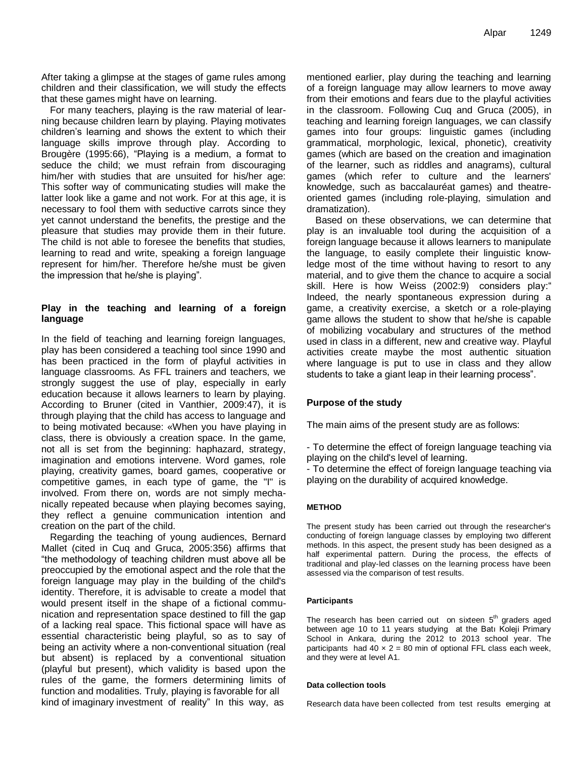After taking a glimpse at the stages of game rules among children and their classification, we will study the effects that these games might have on learning.

For many teachers, playing is the raw material of learning because children learn by playing. Playing motivates children's learning and shows the extent to which their language skills improve through play. According to Brougère (1995:66), "Playing is a medium, a format to seduce the child; we must refrain from discouraging him/her with studies that are unsuited for his/her age: This softer way of communicating studies will make the latter look like a game and not work. For at this age, it is necessary to fool them with seductive carrots since they yet cannot understand the benefits, the prestige and the pleasure that studies may provide them in their future. The child is not able to foresee the benefits that studies, learning to read and write, speaking a foreign language represent for him/her. Therefore he/she must be given the impression that he/she is playing".

### Play in the teaching and learning of a foreign language

In the field of teaching and learning foreign languages, play has been considered a teaching tool since 1990 and has been practiced in the form of playful activities in language classrooms. As FFL trainers and teachers, we strongly suggest the use of play, especially in early education because it allows learners to learn by playing. According to Bruner (cited in Vanthier, 2009:47), it is through playing that the child has access to language and to being motivated because: «When you have playing in class, there is obviously a creation space. In the game, not all is set from the beginning: haphazard, strategy, imagination and emotions intervene. Word games, role playing, creativity games, board games, cooperative or competitive games, in each type of game, the "I" is involved. From there on, words are not simply mechanically repeated because when playing becomes saying, they reflect a genuine communication intention and creation on the part of the child.

Regarding the teaching of young audiences, Bernard Mallet (cited in Cuq and Gruca, 2005:356) affirms that "the methodology of teaching children must above all be preoccupied by the emotional aspect and the role that the foreign language may play in the building of the child's identity. Therefore, it is advisable to create a model that would present itself in the shape of a fictional communication and representation space destined to fill the gap of a lacking real space. This fictional space will have as essential characteristic being playful, so as to say of being an activity where a non-conventional situation (real but absent) is replaced by a conventional situation (playful but present), which validity is based upon the rules of the game, the formers determining limits of function and modalities. Truly, playing is favorable for all kind of imaginary investment of reality" In this way, as mentioned earlier, play during the teaching and learning of a foreign language may allow learners to move away from their emotions and fears due to the playful activities in the classroom. Following Cuq and Gruca (2005), in teaching and learning foreign languages, we can classify games into four groups: linguistic games (including grammatical, morphologic, lexical, phonetic), creativity games (which are based on the creation and imagination of the learner, such as riddles and anagrams), cultural games (which refer to culture and the learners' knowledge, such as baccalauréat games) and theatre-oriented games (including role-playing, simulation and dramatization).

Based on these observations, we can determine that play is an invaluable tool during the acquisition of a foreign language because it allows learners to manipulate the language, to easily complete their linguistic knowledge most of the time without having to resort to any material, and to give them the chance to acquire a social skill. Here is how Weiss (2002:9) considers play:" Indeed, the nearly spontaneous expression during a game, a creativity exercise, a sketch or a role-playing game allows the student to show that he/she is capable of mobilizing vocabulary and structures of the method used in class in a different, new and creative way. Playful activities create maybe the most authentic situation where language is put to use in class and they allow students to take a giant leap in their learning process".

### Purpose of the study

The main aims of the present study are as follows:

- To determine the effect of foreign language teaching via playing on the child's level of learning.
- To determine the effect of foreign language teaching via playing on the durability of acquired knowledge.

## METHOD

The present study has been carried out through the researcher's conducting of foreign language classes by employing two different methods. In this aspect, the present study has been designed as a half experimental pattern. During the process, the effects of traditional and play-led classes on the learning process have been assessed via the comparison of test results.

### Participants

The research has been carried out on sixteen 5th graders aged between age 10 to 11 years studying at the Batı Koleji Primary School in Ankara, during the 2012 to 2013 school year. The participants had $40 \times 2 = 80$ min of optional FFL class each week, and they were at level A1.

### Data collection tools

Research data have been collected from test results emerging at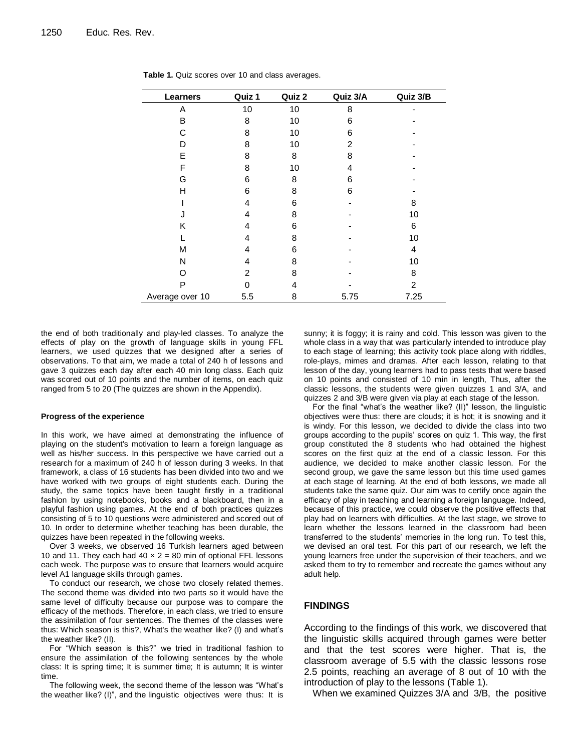**Table 1.** Quiz scores over 10 and class averages.

| Learners | Quiz 1 | Quiz 2 | Quiz 3/A | Quiz 3/B |
|---|---|---|---|---|
| A | 10 | 10 | 8 | - |
| B | 8 | 10 | 6 | - |
| C | 8 | 10 | 6 | - |
| D | 8 | 10 | 2 | - |
| E | 8 | 8 | 8 | - |
| F | 8 | 10 | 4 | - |
| G | 6 | 8 | 6 | - |
| H | 6 | 8 | 6 | - |
| I | 4 | 6 | - | 8 |
| J | 4 | 8 | - | 10 |
| K | 4 | 6 | - | 6 |
| L | 4 | 8 | - | 10 |
| M | 4 | 6 | - | 4 |
| N | 4 | 8 | - | 10 |
| O | 2 | 8 | - | 8 |
| P | 0 | 4 | - | 2 |
| Average over 10 | 5.5 | 8 | 5.75 | 7.25 |

the end of both traditionally and play-led classes. To analyze the effects of play on the growth of language skills in young FFL learners, we used quizzes that we designed after a series of observations. To that aim, we made a total of 240 h of lessons and gave 3 quizzes each day after each 40 min long class. Each quiz was scored out of 10 points and the number of items, on each quiz ranged from 5 to 20 (The quizzes are shown in the Appendix).

#### Progress of the experience

In this work, we have aimed at demonstrating the influence of playing on the student's motivation to learn a foreign language as well as his/her success. In this perspective we have carried out a research for a maximum of 240 h of lesson during 3 weeks. In that framework, a class of 16 students has been divided into two and we have worked with two groups of eight students each. During the study, the same topics have been taught firstly in a traditional fashion by using notebooks, books and a blackboard, then in a playful fashion using games. At the end of both practices quizzes consisting of 5 to 10 questions were administered and scored out of 10. In order to determine whether teaching has been durable, the quizzes have been repeated in the following weeks.

Over 3 weeks, we observed 16 Turkish learners aged between 10 and 11. They each had $40 \times 2 = 80$ min of optional FFL lessons each week. The purpose was to ensure that learners would acquire level A1 language skills through games.

To conduct our research, we chose two closely related themes. The second theme was divided into two parts so it would have the same level of difficulty because our purpose was to compare the efficacy of the methods. Therefore, in each class, we tried to ensure the assimilation of four sentences. The themes of the classes were thus: Which season is this?, What's the weather like? (I) and what's the weather like? (II).

For "Which season is this?" we tried in traditional fashion to ensure the assimilation of the following sentences by the whole class: It is spring time; It is summer time; It is autumn; It is winter time.

The following week, the second theme of the lesson was "What's the weather like? (I)", and the linguistic objectives were thus: It is sunny; it is foggy; it is rainy and cold. This lesson was given to the whole class in a way that was particularly intended to introduce play to each stage of learning; this activity took place along with riddles, role-plays, mimes and dramas. After each lesson, relating to that lesson of the day, young learners had to pass tests that were based on 10 points and consisted of 10 min in length, Thus, after the classic lessons, the students were given quizzes 1 and 3/A, and quizzes 2 and 3/B were given via play at each stage of the lesson.

For the final "what's the weather like? (II)" lesson, the linguistic objectives were thus: there are clouds; it is hot; it is snowing and it is windy. For this lesson, we decided to divide the class into two groups according to the pupils' scores on quiz 1. This way, the first group constituted the 8 students who had obtained the highest scores on the first quiz at the end of a classic lesson. For this audience, we decided to make another classic lesson. For the second group, we gave the same lesson but this time used games at each stage of learning. At the end of both lessons, we made all students take the same quiz. Our aim was to certify once again the efficacy of play in teaching and learning a foreign language. Indeed, because of this practice, we could observe the positive effects that play had on learners with difficulties. At the last stage, we strove to learn whether the lessons learned in the classroom had been transferred to the students' memories in the long run. To test this, we devised an oral test. For this part of our research, we left the young learners free under the supervision of their teachers, and we asked them to try to remember and recreate the games without any adult help.

## FINDINGS

According to the findings of this work, we discovered that the linguistic skills acquired through games were better and that the test scores were higher. That is, the classroom average of 5.5 with the classic lessons rose 2.5 points, reaching an average of 8 out of 10 with the introduction of play to the lessons (Table 1).

When we examined Quizzes 3/A and 3/B, the positive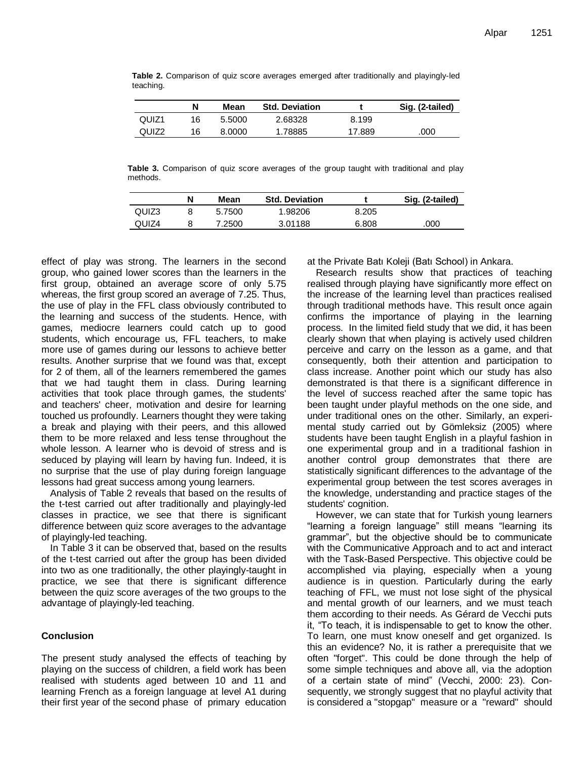**Table 2.** Comparison of quiz score averages emerged after traditionally and playingly-led teaching.

| | N | Mean | Std. Deviation | t | Sig. (2-tailed) |
|---|---|---|---|---|---|
| QUIZ1 | 16 | 5.5000 | 2.68328 | 8.199 | |
| QUIZ2 | 16 | 8.0000 | 1.78885 | 17.889 | .000 |

**Table 3.** Comparison of quiz score averages of the group taught with traditional and play methods.

| | N | Mean | Std. Deviation | t | Sig. (2-tailed) |
|---|---|---|---|---|---|
| QUIZ3 | 8 | 5.7500 | 1.98206 | 8.205 | |
| QUIZ4 | 8 | 7.2500 | 3.01188 | 6.808 | .000 |

effect of play was strong. The learners in the second group, who gained lower scores than the learners in the first group, obtained an average score of only 5.75 whereas, the first group scored an average of 7.25. Thus, the use of play in the FFL class obviously contributed to the learning and success of the students. Hence, with games, mediocre learners could catch up to good students, which encourage us, FFL teachers, to make more use of games during our lessons to achieve better results. Another surprise that we found was that, except for 2 of them, all of the learners remembered the games that we had taught them in class. During learning activities that took place through games, the students' and teachers' cheer, motivation and desire for learning touched us profoundly. Learners thought they were taking a break and playing with their peers, and this allowed them to be more relaxed and less tense throughout the whole lesson. A learner who is devoid of stress and is seduced by playing will learn by having fun. Indeed, it is no surprise that the use of play during foreign language lessons had great success among young learners.

Analysis of Table 2 reveals that based on the results of the t-test carried out after traditionally and playingly-led classes in practice, we see that there is significant difference between quiz score averages to the advantage of playingly-led teaching.

In Table 3 it can be observed that, based on the results of the t-test carried out after the group has been divided into two as one traditionally, the other playingly-taught in practice, we see that there is significant difference between the quiz score averages of the two groups to the advantage of playingly-led teaching.

## Conclusion

The present study analysed the effects of teaching by playing on the success of children, a field work has been realised with students aged between 10 and 11 and learning French as a foreign language at level A1 during their first year of the second phase of primary education at the Private Batı Koleji (Batı School) in Ankara.

Research results show that practices of teaching realised through playing have significantly more effect on the increase of the learning level than practices realised through traditional methods have. This result once again confirms the importance of playing in the learning process. In the limited field study that we did, it has been clearly shown that when playing is actively used children perceive and carry on the lesson as a game, and that consequently, both their attention and participation to class increase. Another point which our study has also demonstrated is that there is a significant difference in the level of success reached after the same topic has been taught under playful methods on the one side, and under traditional ones on the other. Similarly, an experimental study carried out by Gömleksiz (2005) where students have been taught English in a playful fashion in one experimental group and in a traditional fashion in another control group demonstrates that there are statistically significant differences to the advantage of the experimental group between the test scores averages in the knowledge, understanding and practice stages of the students' cognition.

However, we can state that for Turkish young learners "learning a foreign language" still means "learning its grammar", but the objective should be to communicate with the Communicative Approach and to act and interact with the Task-Based Perspective. This objective could be accomplished via playing, especially when a young audience is in question. Particularly during the early teaching of FFL, we must not lose sight of the physical and mental growth of our learners, and we must teach them according to their needs. As Gérard de Vecchi puts it, "To teach, it is indispensable to get to know the other. To learn, one must know oneself and get organized. Is this an evidence? No, it is rather a prerequisite that we often "forget". This could be done through the help of some simple techniques and above all, via the adoption of a certain state of mind" (Vecchi, 2000: 23). Consequently, we strongly suggest that no playful activity that is considered a "stopgap" measure or a "reward" should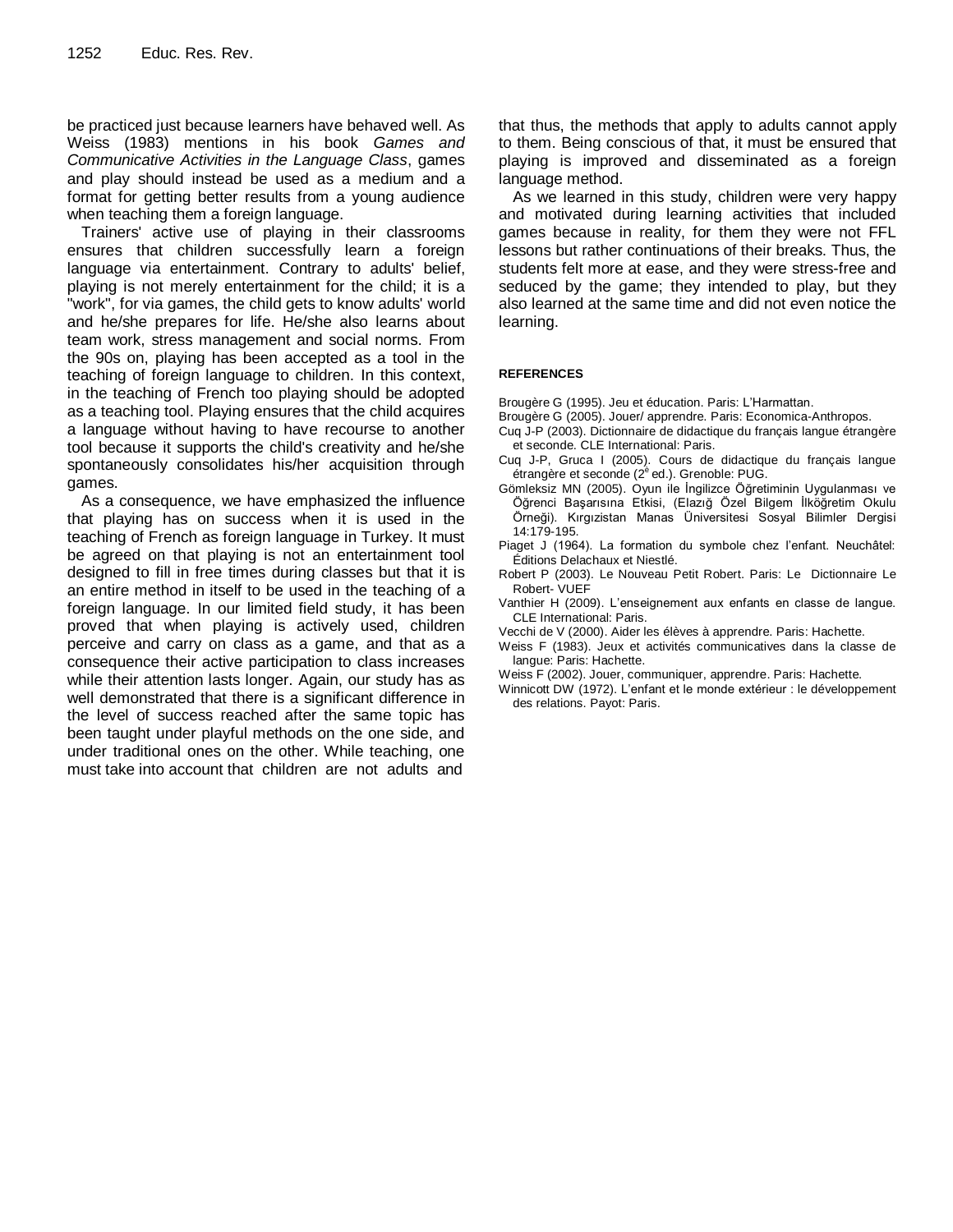be practiced just because learners have behaved well. As Weiss (1983) mentions in his book *Games and Communicative Activities in the Language Class*, games and play should instead be used as a medium and a format for getting better results from a young audience when teaching them a foreign language.

Trainers' active use of playing in their classrooms ensures that children successfully learn a foreign language via entertainment. Contrary to adults' belief, playing is not merely entertainment for the child; it is a "work", for via games, the child gets to know adults' world and he/she prepares for life. He/she also learns about team work, stress management and social norms. From the 90s on, playing has been accepted as a tool in the teaching of foreign language to children. In this context, in the teaching of French too playing should be adopted as a teaching tool. Playing ensures that the child acquires a language without having to have recourse to another tool because it supports the child's creativity and he/she spontaneously consolidates his/her acquisition through games.

As a consequence, we have emphasized the influence that playing has on success when it is used in the teaching of French as foreign language in Turkey. It must be agreed on that playing is not an entertainment tool designed to fill in free times during classes but that it is an entire method in itself to be used in the teaching of a foreign language. In our limited field study, it has been proved that when playing is actively used, children perceive and carry on class as a game, and that as a consequence their active participation to class increases while their attention lasts longer. Again, our study has as well demonstrated that there is a significant difference in the level of success reached after the same topic has been taught under playful methods on the one side, and under traditional ones on the other. While teaching, one must take into account that children are not adults and that thus, the methods that apply to adults cannot apply to them. Being conscious of that, it must be ensured that playing is improved and disseminated as a foreign language method.

As we learned in this study, children were very happy and motivated during learning activities that included games because in reality, for them they were not FFL lessons but rather continuations of their breaks. Thus, the students felt more at ease, and they were stress-free and seduced by the game; they intended to play, but they also learned at the same time and did not even notice the learning.

## REFERENCES

Brougère G (1995). Jeu et éducation. Paris: L'Harmattan.

Brougère G (2005). Jouer/ apprendre. Paris: Economica-Anthropos.

Cuq J-P (2003). Dictionnaire de didactique du français langue étrangère et seconde. CLE International: Paris.

Cuq J-P, Gruca I (2005). Cours de didactique du français langue étrangère et seconde (2ᵉ ed.). Grenoble: PUG.

Gömleksiz MN (2005). Oyun ile İngilizce Öğretiminin Uygulanması ve Öğrenci Başarısına Etkisi, (Elazığ Özel Bilgem İlköğretim Okulu Örneği). Kırgızistan Manas Üniversitesi Sosyal Bilimler Dergisi 14:179-195.

Piaget J (1964). La formation du symbole chez l'enfant. Neuchâtel: Éditions Delachaux et Niestlé.

Robert P (2003). Le Nouveau Petit Robert. Paris: Le Dictionnaire Le Robert- VUEF

Vanthier H (2009). L'enseignement aux enfants en classe de langue. CLE International: Paris.

Vecchi de V (2000). Aider les élèves à apprendre. Paris: Hachette.

Weiss F (1983). Jeux et activités communicatives dans la classe de langue: Paris: Hachette.

Weiss F (2002). Jouer, communiquer, apprendre. Paris: Hachette.

Winnicott DW (1972). L'enfant et le monde extérieur : le développement des relations. Payot: Paris.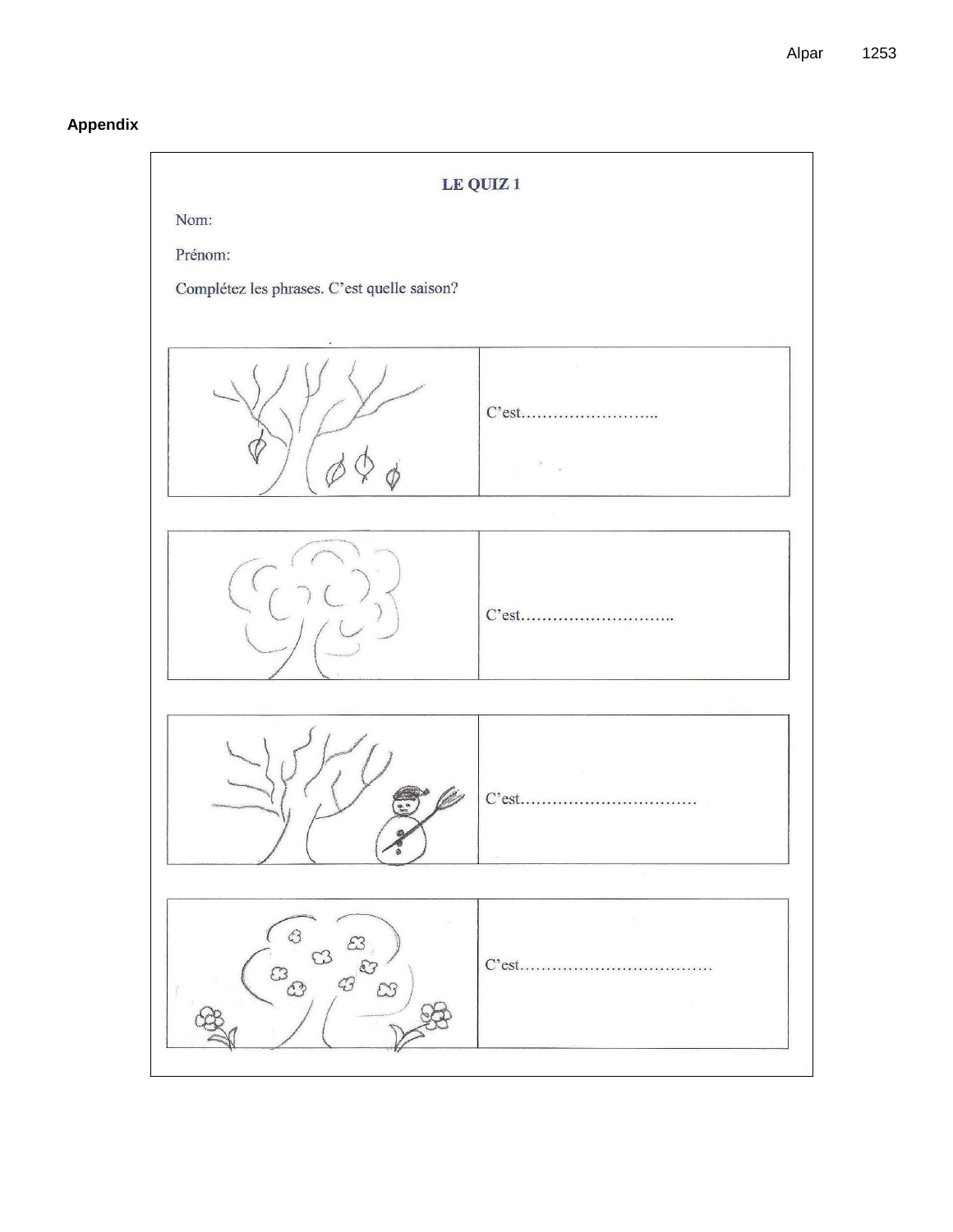**Appendix**

**LE QUIZ 1**

Nom:

Prénom:

Complétez les phrases. C'est quelle saison?

C'est……………………..

C'est………………………..

C'est……………………………

C'est………………………………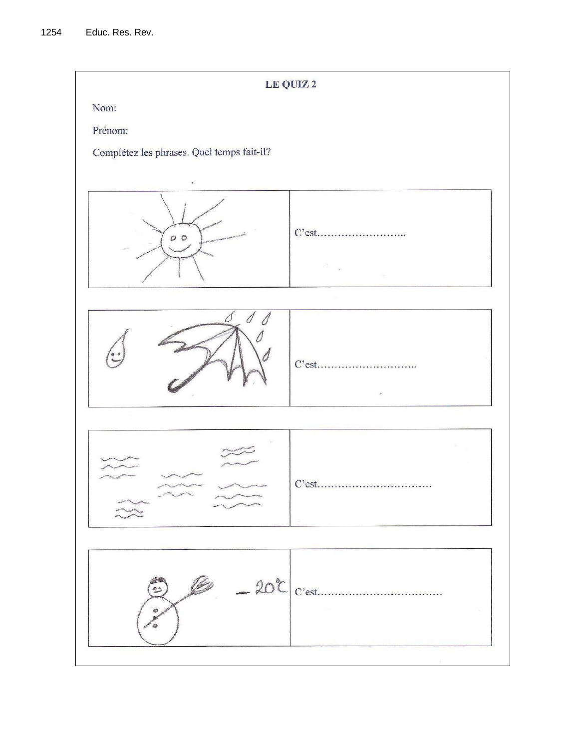**LE QUIZ 2**

Nom:

Prénom:

Complétez les phrases. Quel temps fait-il?

| | |
|---|---|
| | C'est…………………….. |
| | C'est……………………….. |
| | C'est…………………………… |
| –20°C | C'est……………………………… |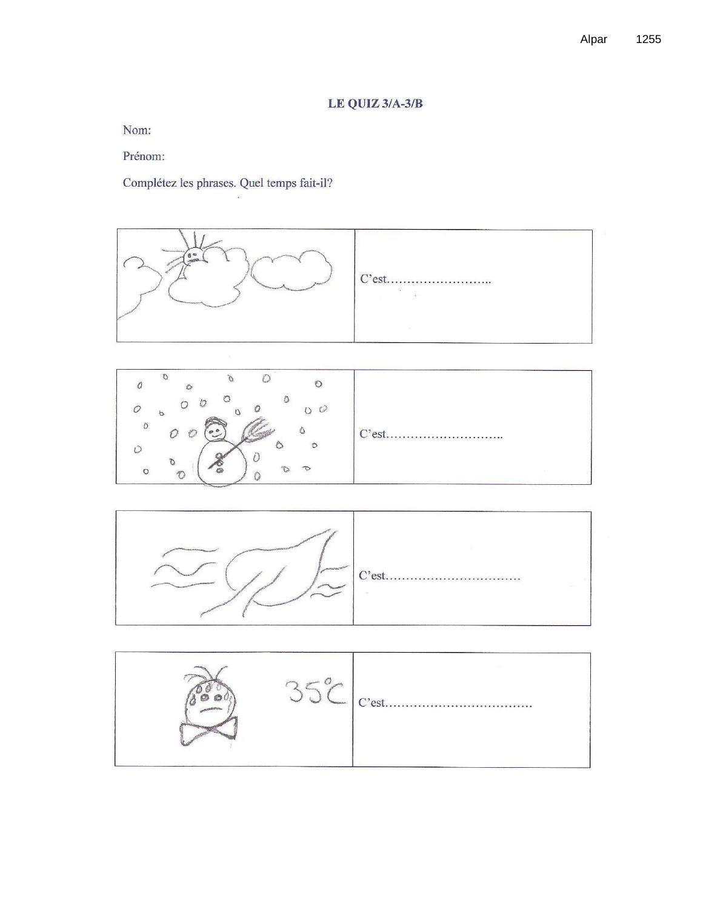# LE QUIZ 3/A-3/B

Nom:

Prénom:

Complétez les phrases. Quel temps fait-il?

| | |
|---|---|
| | C'est…………………….. |
| | C'est……………………….. |
| | C'est…………………………… |
| 35°C | C'est……………………………… |